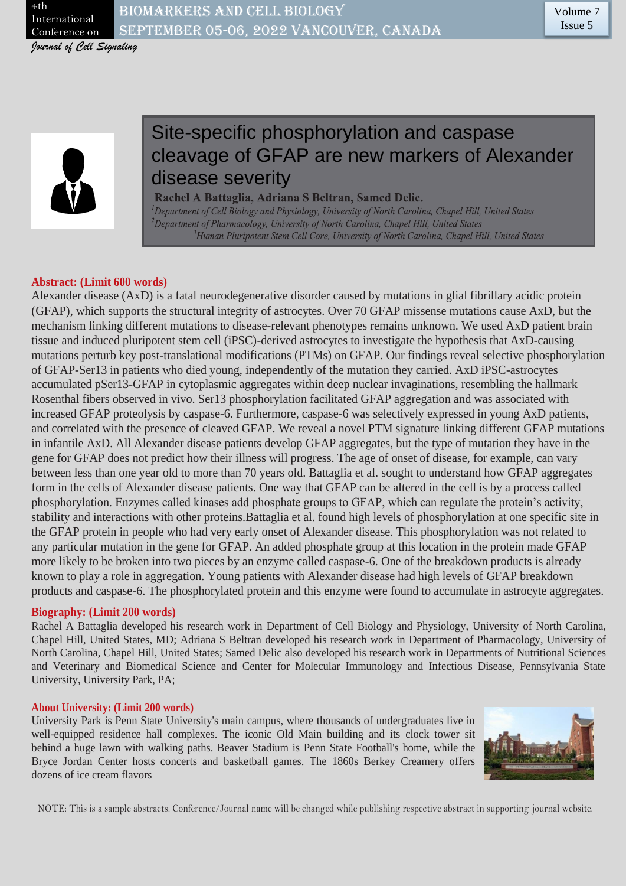# Site-specific phosphorylation and caspase cleavage of GFAP are new markers of Alexander disease severity

**Rachel A Battaglia, Adriana S Beltran, Samed Delic.**

*[1]Department of Cell Biology and Physiology, University of North Carolina, Chapel Hill, United States*
*[2]Department of Pharmacology, University of North Carolina, Chapel Hill, United States*
*[3]Human Pluripotent Stem Cell Core, University of North Carolina, Chapel Hill, United States*

## Abstract: (Limit 600 words)

Alexander disease (AxD) is a fatal neurodegenerative disorder caused by mutations in glial fibrillary acidic protein (GFAP), which supports the structural integrity of astrocytes. Over 70 GFAP missense mutations cause AxD, but the mechanism linking different mutations to disease-relevant phenotypes remains unknown. We used AxD patient brain tissue and induced pluripotent stem cell (iPSC)-derived astrocytes to investigate the hypothesis that AxD-causing mutations perturb key post-translational modifications (PTMs) on GFAP. Our findings reveal selective phosphorylation of GFAP-Ser13 in patients who died young, independently of the mutation they carried. AxD iPSC-astrocytes accumulated pSer13-GFAP in cytoplasmic aggregates within deep nuclear invaginations, resembling the hallmark Rosenthal fibers observed in vivo. Ser13 phosphorylation facilitated GFAP aggregation and was associated with increased GFAP proteolysis by caspase-6. Furthermore, caspase-6 was selectively expressed in young AxD patients, and correlated with the presence of cleaved GFAP. We reveal a novel PTM signature linking different GFAP mutations in infantile AxD. All Alexander disease patients develop GFAP aggregates, but the type of mutation they have in the gene for GFAP does not predict how their illness will progress. The age of onset of disease, for example, can vary between less than one year old to more than 70 years old. Battaglia et al. sought to understand how GFAP aggregates form in the cells of Alexander disease patients. One way that GFAP can be altered in the cell is by a process called phosphorylation. Enzymes called kinases add phosphate groups to GFAP, which can regulate the protein's activity, stability and interactions with other proteins.Battaglia et al. found high levels of phosphorylation at one specific site in the GFAP protein in people who had very early onset of Alexander disease. This phosphorylation was not related to any particular mutation in the gene for GFAP. An added phosphate group at this location in the protein made GFAP more likely to be broken into two pieces by an enzyme called caspase-6. One of the breakdown products is already known to play a role in aggregation. Young patients with Alexander disease had high levels of GFAP breakdown products and caspase-6. The phosphorylated protein and this enzyme were found to accumulate in astrocyte aggregates.

## Biography: (Limit 200 words)

Rachel A Battaglia developed his research work in Department of Cell Biology and Physiology, University of North Carolina, Chapel Hill, United States, MD; Adriana S Beltran developed his research work in Department of Pharmacology, University of North Carolina, Chapel Hill, United States; Samed Delic also developed his research work in Departments of Nutritional Sciences and Veterinary and Biomedical Science and Center for Molecular Immunology and Infectious Disease, Pennsylvania State University, University Park, PA;

## About University: (Limit 200 words)

University Park is Penn State University's main campus, where thousands of undergraduates live in well-equipped residence hall complexes. The iconic Old Main building and its clock tower sit behind a huge lawn with walking paths. Beaver Stadium is Penn State Football's home, while the Bryce Jordan Center hosts concerts and basketball games. The 1860s Berkey Creamery offers dozens of ice cream flavors

NOTE: This is a sample abstracts. Conference/Journal name will be changed while publishing respective abstract in supporting journal website.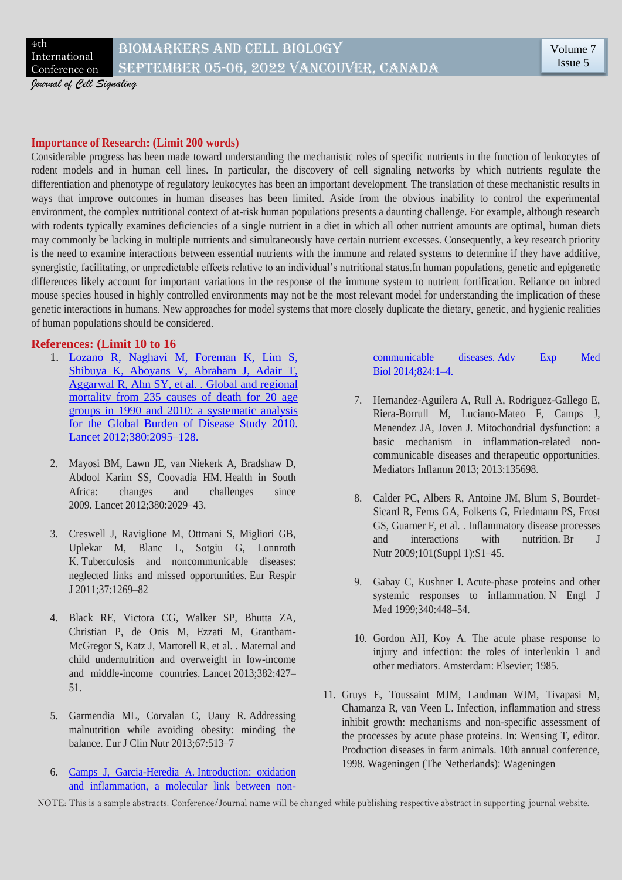**Importance of Research: (Limit 200 words)**

Considerable progress has been made toward understanding the mechanistic roles of specific nutrients in the function of leukocytes of rodent models and in human cell lines. In particular, the discovery of cell signaling networks by which nutrients regulate the differentiation and phenotype of regulatory leukocytes has been an important development. The translation of these mechanistic results in ways that improve outcomes in human diseases has been limited. Aside from the obvious inability to control the experimental environment, the complex nutritional context of at-risk human populations presents a daunting challenge. For example, although research with rodents typically examines deficiencies of a single nutrient in a diet in which all other nutrient amounts are optimal, human diets may commonly be lacking in multiple nutrients and simultaneously have certain nutrient excesses. Consequently, a key research priority is the need to examine interactions between essential nutrients with the immune and related systems to determine if they have additive, synergistic, facilitating, or unpredictable effects relative to an individual's nutritional status.In human populations, genetic and epigenetic differences likely account for important variations in the response of the immune system to nutrient fortification. Reliance on inbred mouse species housed in highly controlled environments may not be the most relevant model for understanding the implication of these genetic interactions in humans. New approaches for model systems that more closely duplicate the dietary, genetic, and hygienic realities of human populations should be considered.

**References: (Limit 10 to 16**

1. Lozano R, Naghavi M, Foreman K, Lim S, Shibuya K, Aboyans V, Abraham J, Adair T, Aggarwal R, Ahn SY, et al. . Global and regional mortality from 235 causes of death for 20 age groups in 1990 and 2010: a systematic analysis for the Global Burden of Disease Study 2010. Lancet 2012;380:2095–128.
2. Mayosi BM, Lawn JE, van Niekerk A, Bradshaw D, Abdool Karim SS, Coovadia HM. Health in South Africa: changes and challenges since 2009. Lancet 2012;380:2029–43.
3. Creswell J, Raviglione M, Ottmani S, Migliori GB, Uplekar M, Blanc L, Sotgiu G, Lonnroth K. Tuberculosis and noncommunicable diseases: neglected links and missed opportunities. Eur Respir J 2011;37:1269–82
4. Black RE, Victora CG, Walker SP, Bhutta ZA, Christian P, de Onis M, Ezzati M, Grantham-McGregor S, Katz J, Martorell R, et al. . Maternal and child undernutrition and overweight in low-income and middle-income countries. Lancet 2013;382:427–51.
5. Garmendia ML, Corvalan C, Uauy R. Addressing malnutrition while avoiding obesity: minding the balance. Eur J Clin Nutr 2013;67:513–7
6. Camps J, Garcia-Heredia A. Introduction: oxidation and inflammation, a molecular link between non-communicable diseases. Adv Exp Med Biol 2014;824:1–4.
7. Hernandez-Aguilera A, Rull A, Rodriguez-Gallego E, Riera-Borrull M, Luciano-Mateo F, Camps J, Menendez JA, Joven J. Mitochondrial dysfunction: a basic mechanism in inflammation-related non-communicable diseases and therapeutic opportunities. Mediators Inflamm 2013; 2013:135698.
8. Calder PC, Albers R, Antoine JM, Blum S, Bourdet-Sicard R, Ferns GA, Folkerts G, Friedmann PS, Frost GS, Guarner F, et al. . Inflammatory disease processes and interactions with nutrition. Br J Nutr 2009;101(Suppl 1):S1–45.
9. Gabay C, Kushner I. Acute-phase proteins and other systemic responses to inflammation. N Engl J Med 1999;340:448–54.
10. Gordon AH, Koy A. The acute phase response to injury and infection: the roles of interleukin 1 and other mediators. Amsterdam: Elsevier; 1985.
11. Gruys E, Toussaint MJM, Landman WJM, Tivapasi M, Chamanza R, van Veen L. Infection, inflammation and stress inhibit growth: mechanisms and non-specific assessment of the processes by acute phase proteins. In: Wensing T, editor. Production diseases in farm animals. 10th annual conference, 1998. Wageningen (The Netherlands): Wageningen

NOTE: This is a sample abstracts. Conference/Journal name will be changed while publishing respective abstract in supporting journal website.